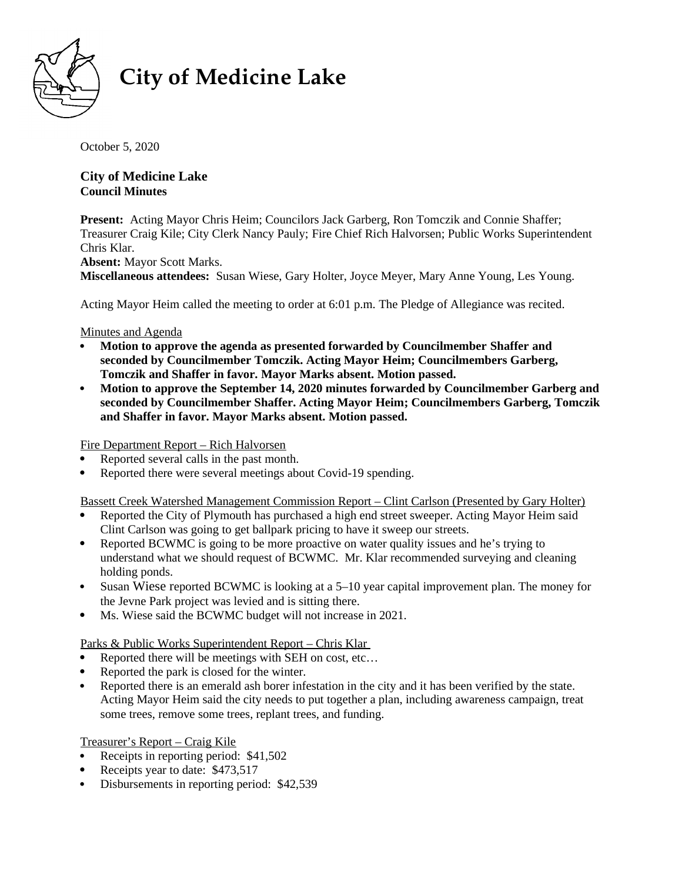# City of Medicine Lake

October 5, 2020

**City of Medicine Lake**
**Council Minutes**

**Present:** Acting Mayor Chris Heim; Councilors Jack Garberg, Ron Tomczik and Connie Shaffer; Treasurer Craig Kile; City Clerk Nancy Pauly; Fire Chief Rich Halvorsen; Public Works Superintendent Chris Klar.
**Absent:** Mayor Scott Marks.
**Miscellaneous attendees:** Susan Wiese, Gary Holter, Joyce Meyer, Mary Anne Young, Les Young.

Acting Mayor Heim called the meeting to order at 6:01 p.m. The Pledge of Allegiance was recited.

Minutes and Agenda

- **Motion to approve the agenda as presented forwarded by Councilmember Shaffer and seconded by Councilmember Tomczik. Acting Mayor Heim; Councilmembers Garberg, Tomczik and Shaffer in favor. Mayor Marks absent. Motion passed.**
- **Motion to approve the September 14, 2020 minutes forwarded by Councilmember Garberg and seconded by Councilmember Shaffer. Acting Mayor Heim; Councilmembers Garberg, Tomczik and Shaffer in favor. Mayor Marks absent. Motion passed.**

Fire Department Report – Rich Halvorsen

- Reported several calls in the past month.
- Reported there were several meetings about Covid-19 spending.

Bassett Creek Watershed Management Commission Report – Clint Carlson (Presented by Gary Holter)

- Reported the City of Plymouth has purchased a high end street sweeper. Acting Mayor Heim said Clint Carlson was going to get ballpark pricing to have it sweep our streets.
- Reported BCWMC is going to be more proactive on water quality issues and he's trying to understand what we should request of BCWMC. Mr. Klar recommended surveying and cleaning holding ponds.
- Susan Wiese reported BCWMC is looking at a 5–10 year capital improvement plan. The money for the Jevne Park project was levied and is sitting there.
- Ms. Wiese said the BCWMC budget will not increase in 2021.

Parks & Public Works Superintendent Report – Chris Klar

- Reported there will be meetings with SEH on cost, etc…
- Reported the park is closed for the winter.
- Reported there is an emerald ash borer infestation in the city and it has been verified by the state. Acting Mayor Heim said the city needs to put together a plan, including awareness campaign, treat some trees, remove some trees, replant trees, and funding.

Treasurer's Report – Craig Kile

- Receipts in reporting period: $41,502
- Receipts year to date: $473,517
- Disbursements in reporting period: $42,539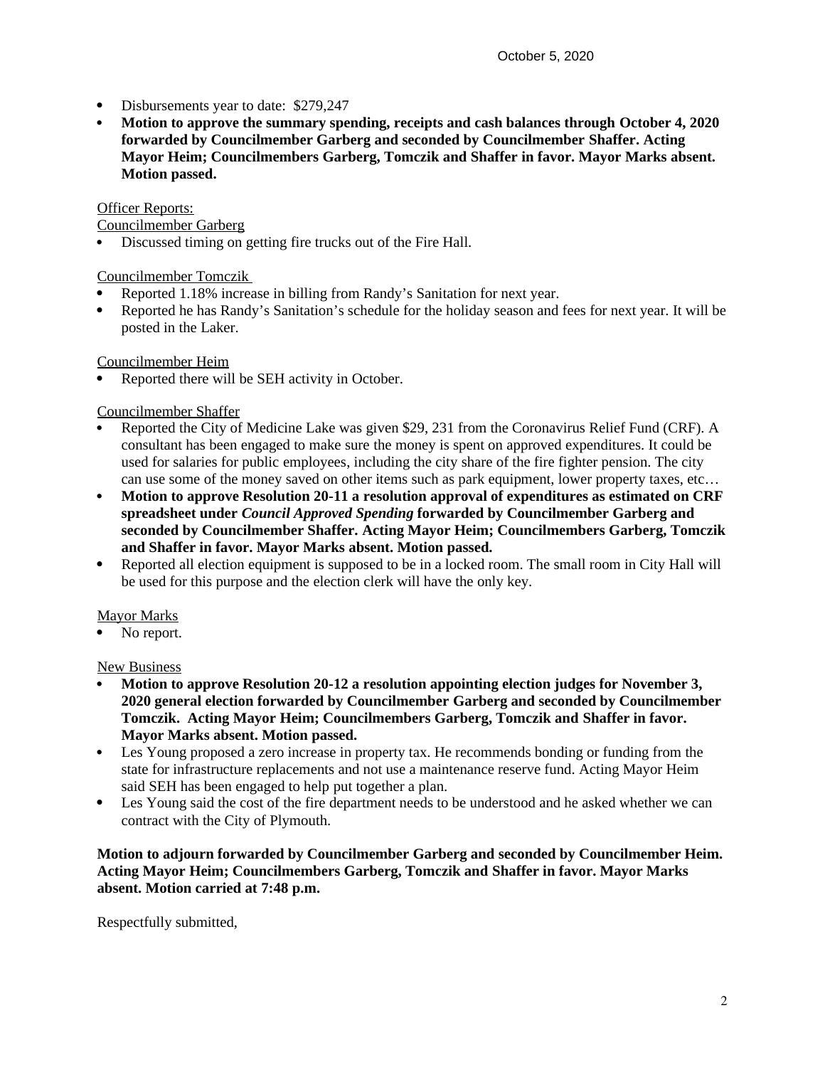- Disbursements year to date: $279,247
- **Motion to approve the summary spending, receipts and cash balances through October 4, 2020 forwarded by Councilmember Garberg and seconded by Councilmember Shaffer. Acting Mayor Heim; Councilmembers Garberg, Tomczik and Shaffer in favor. Mayor Marks absent. Motion passed.**

Officer Reports:

Councilmember Garberg

- Discussed timing on getting fire trucks out of the Fire Hall.

Councilmember Tomczik

- Reported 1.18% increase in billing from Randy's Sanitation for next year.
- Reported he has Randy's Sanitation's schedule for the holiday season and fees for next year. It will be posted in the Laker.

Councilmember Heim

- Reported there will be SEH activity in October.

Councilmember Shaffer

- Reported the City of Medicine Lake was given $29, 231 from the Coronavirus Relief Fund (CRF). A consultant has been engaged to make sure the money is spent on approved expenditures. It could be used for salaries for public employees, including the city share of the fire fighter pension. The city can use some of the money saved on other items such as park equipment, lower property taxes, etc…
- **Motion to approve Resolution 20-11 a resolution approval of expenditures as estimated on CRF spreadsheet under *Council Approved Spending* forwarded by Councilmember Garberg and seconded by Councilmember Shaffer. Acting Mayor Heim; Councilmembers Garberg, Tomczik and Shaffer in favor. Mayor Marks absent. Motion passed.**
- Reported all election equipment is supposed to be in a locked room. The small room in City Hall will be used for this purpose and the election clerk will have the only key.

Mayor Marks

- No report.

New Business

- **Motion to approve Resolution 20-12 a resolution appointing election judges for November 3, 2020 general election forwarded by Councilmember Garberg and seconded by Councilmember Tomczik. Acting Mayor Heim; Councilmembers Garberg, Tomczik and Shaffer in favor. Mayor Marks absent. Motion passed.**
- Les Young proposed a zero increase in property tax. He recommends bonding or funding from the state for infrastructure replacements and not use a maintenance reserve fund. Acting Mayor Heim said SEH has been engaged to help put together a plan.
- Les Young said the cost of the fire department needs to be understood and he asked whether we can contract with the City of Plymouth.

**Motion to adjourn forwarded by Councilmember Garberg and seconded by Councilmember Heim. Acting Mayor Heim; Councilmembers Garberg, Tomczik and Shaffer in favor. Mayor Marks absent. Motion carried at 7:48 p.m.**

Respectfully submitted,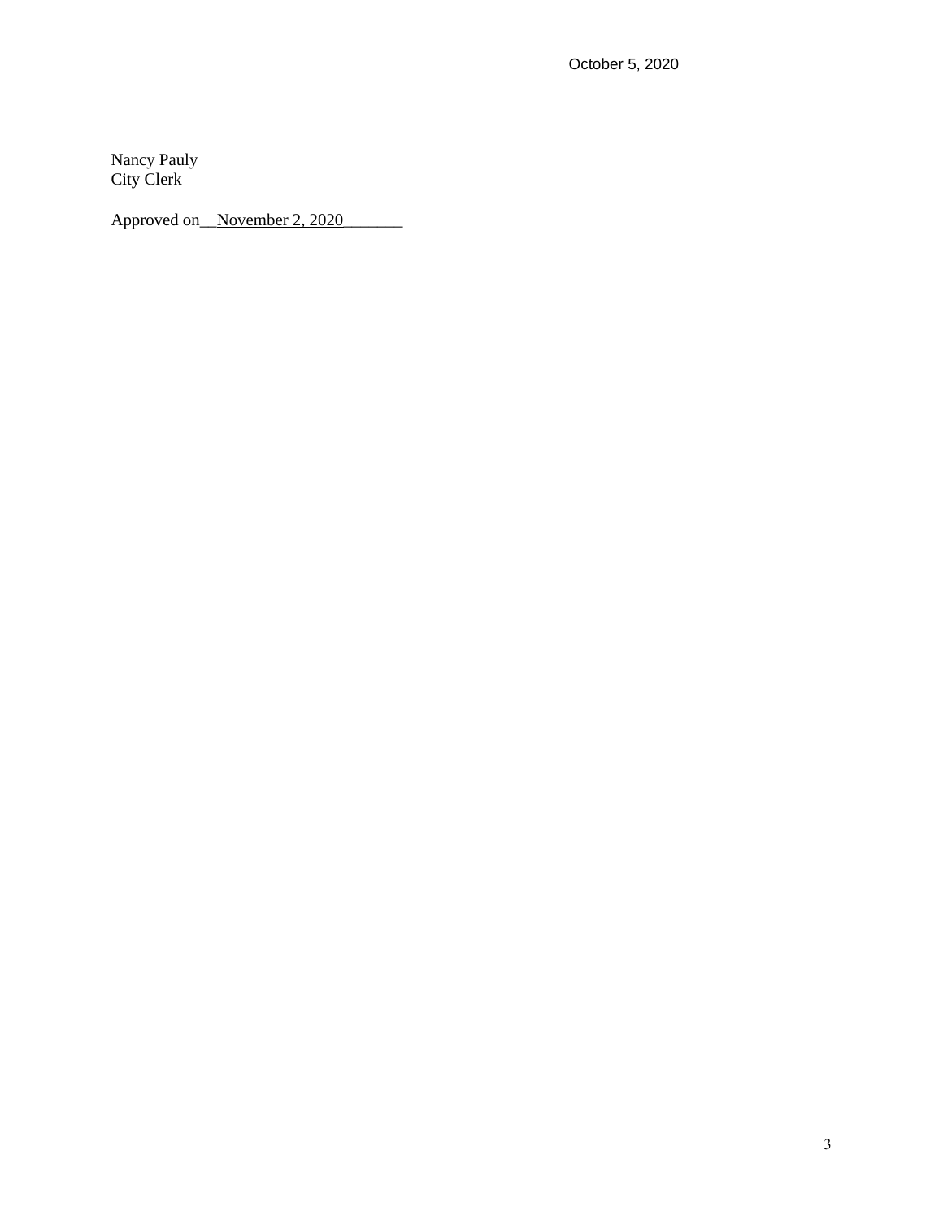Nancy Pauly
City Clerk

Approved on__November 2, 2020_______